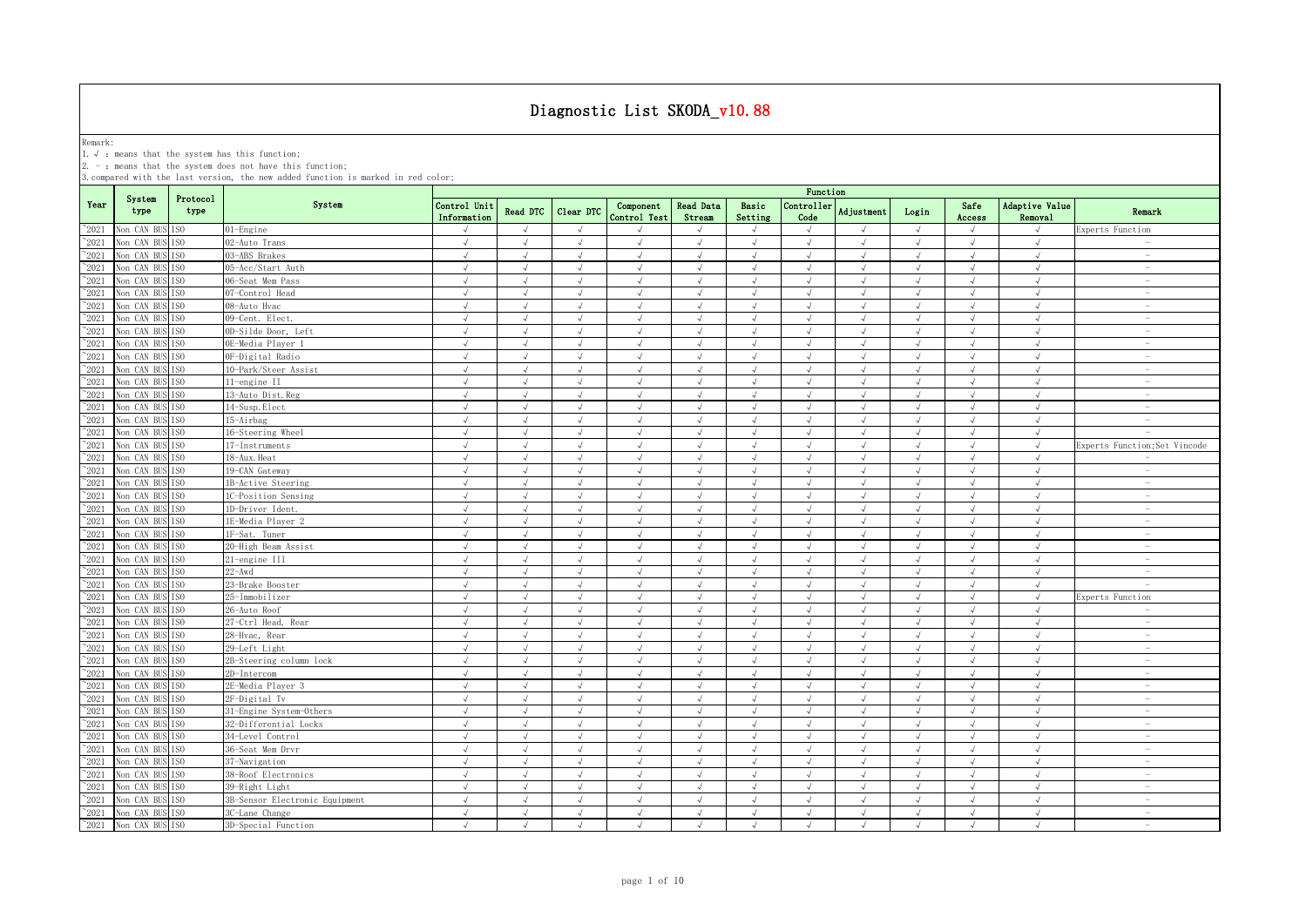# Diagnostic List SKODA_v10.88

Remark:

1. √ : means that the system has this function;
2. - : means that the system does not have this function;
3. compared with the last version, the new added function is marked in red color;

| Year | System type | Protocol type | System | Control Unit Information | Read DTC | Clear DTC | Component Control Test | Read Data Stream | Basic Setting | Controller Code | Adjustment | Login | Safe Access | Adaptive Value Removal | Remark |
|---|---|---|---|---|---|---|---|---|---|---|---|---|---|---|---|
| ~2021 | Non CAN BUS | ISO | 01-Engine | √ | √ | √ | √ | √ | √ | √ | √ | √ | √ | √ | Experts Function |
| ~2021 | Non CAN BUS | ISO | 02-Auto Trans | √ | √ | √ | √ | √ | √ | √ | √ | √ | √ | √ | - |
| ~2021 | Non CAN BUS | ISO | 03-ABS Brakes | √ | √ | √ | √ | √ | √ | √ | √ | √ | √ | √ | - |
| ~2021 | Non CAN BUS | ISO | 05-Acc/Start Auth | √ | √ | √ | √ | √ | √ | √ | √ | √ | √ | √ | - |
| ~2021 | Non CAN BUS | ISO | 06-Seat Mem Pass | √ | √ | √ | √ | √ | √ | √ | √ | √ | √ | √ | - |
| ~2021 | Non CAN BUS | ISO | 07-Control Head | √ | √ | √ | √ | √ | √ | √ | √ | √ | √ | √ | - |
| ~2021 | Non CAN BUS | ISO | 08-Auto Hvac | √ | √ | √ | √ | √ | √ | √ | √ | √ | √ | √ | - |
| ~2021 | Non CAN BUS | ISO | 09-Cent. Elect. | √ | √ | √ | √ | √ | √ | √ | √ | √ | √ | √ | - |
| ~2021 | Non CAN BUS | ISO | 0D-Silde Door, Left | √ | √ | √ | √ | √ | √ | √ | √ | √ | √ | √ | - |
| ~2021 | Non CAN BUS | ISO | 0E-Media Player 1 | √ | √ | √ | √ | √ | √ | √ | √ | √ | √ | √ | - |
| ~2021 | Non CAN BUS | ISO | 0F-Digital Radio | √ | √ | √ | √ | √ | √ | √ | √ | √ | √ | √ | - |
| ~2021 | Non CAN BUS | ISO | 10-Park/Steer Assist | √ | √ | √ | √ | √ | √ | √ | √ | √ | √ | √ | - |
| ~2021 | Non CAN BUS | ISO | 11-engine II | √ | √ | √ | √ | √ | √ | √ | √ | √ | √ | √ | - |
| ~2021 | Non CAN BUS | ISO | 13-Auto Dist.Reg | √ | √ | √ | √ | √ | √ | √ | √ | √ | √ | √ | - |
| ~2021 | Non CAN BUS | ISO | 14-Susp.Elect | √ | √ | √ | √ | √ | √ | √ | √ | √ | √ | √ | - |
| ~2021 | Non CAN BUS | ISO | 15-Airbag | √ | √ | √ | √ | √ | √ | √ | √ | √ | √ | √ | - |
| ~2021 | Non CAN BUS | ISO | 16-Steering Wheel | √ | √ | √ | √ | √ | √ | √ | √ | √ | √ | √ | - |
| ~2021 | Non CAN BUS | ISO | 17-Instruments | √ | √ | √ | √ | √ | √ | √ | √ | √ | √ | √ | Experts Function;Set Vincode |
| ~2021 | Non CAN BUS | ISO | 18-Aux.Heat | √ | √ | √ | √ | √ | √ | √ | √ | √ | √ | √ | - |
| ~2021 | Non CAN BUS | ISO | 19-CAN Gateway | √ | √ | √ | √ | √ | √ | √ | √ | √ | √ | √ | - |
| ~2021 | Non CAN BUS | ISO | 1B-Active Steering | √ | √ | √ | √ | √ | √ | √ | √ | √ | √ | √ | - |
| ~2021 | Non CAN BUS | ISO | 1C-Position Sensing | √ | √ | √ | √ | √ | √ | √ | √ | √ | √ | √ | - |
| ~2021 | Non CAN BUS | ISO | 1D-Driver Ident. | √ | √ | √ | √ | √ | √ | √ | √ | √ | √ | √ | - |
| ~2021 | Non CAN BUS | ISO | 1E-Media Player 2 | √ | √ | √ | √ | √ | √ | √ | √ | √ | √ | √ | - |
| ~2021 | Non CAN BUS | ISO | 1F-Sat. Tuner | √ | √ | √ | √ | √ | √ | √ | √ | √ | √ | √ | - |
| ~2021 | Non CAN BUS | ISO | 20-High Beam Assist | √ | √ | √ | √ | √ | √ | √ | √ | √ | √ | √ | - |
| ~2021 | Non CAN BUS | ISO | 21-engine III | √ | √ | √ | √ | √ | √ | √ | √ | √ | √ | √ | - |
| ~2021 | Non CAN BUS | ISO | 22-Awd | √ | √ | √ | √ | √ | √ | √ | √ | √ | √ | √ | - |
| ~2021 | Non CAN BUS | ISO | 23-Brake Booster | √ | √ | √ | √ | √ | √ | √ | √ | √ | √ | √ | - |
| ~2021 | Non CAN BUS | ISO | 25-Immobilizer | √ | √ | √ | √ | √ | √ | √ | √ | √ | √ | √ | Experts Function |
| ~2021 | Non CAN BUS | ISO | 26-Auto Roof | √ | √ | √ | √ | √ | √ | √ | √ | √ | √ | √ | - |
| ~2021 | Non CAN BUS | ISO | 27-Ctrl Head, Rear | √ | √ | √ | √ | √ | √ | √ | √ | √ | √ | √ | - |
| ~2021 | Non CAN BUS | ISO | 28-Hvac, Rear | √ | √ | √ | √ | √ | √ | √ | √ | √ | √ | √ | - |
| ~2021 | Non CAN BUS | ISO | 29-Left Light | √ | √ | √ | √ | √ | √ | √ | √ | √ | √ | √ | - |
| ~2021 | Non CAN BUS | ISO | 2B-Steering column lock | √ | √ | √ | √ | √ | √ | √ | √ | √ | √ | √ | - |
| ~2021 | Non CAN BUS | ISO | 2D-Intercom | √ | √ | √ | √ | √ | √ | √ | √ | √ | √ | √ | - |
| ~2021 | Non CAN BUS | ISO | 2E-Media Player 3 | √ | √ | √ | √ | √ | √ | √ | √ | √ | √ | √ | - |
| ~2021 | Non CAN BUS | ISO | 2F-Digital Tv | √ | √ | √ | √ | √ | √ | √ | √ | √ | √ | √ | - |
| ~2021 | Non CAN BUS | ISO | 31-Engine System-Others | √ | √ | √ | √ | √ | √ | √ | √ | √ | √ | √ | - |
| ~2021 | Non CAN BUS | ISO | 32-Differential Locks | √ | √ | √ | √ | √ | √ | √ | √ | √ | √ | √ | - |
| ~2021 | Non CAN BUS | ISO | 34-Level Control | √ | √ | √ | √ | √ | √ | √ | √ | √ | √ | √ | - |
| ~2021 | Non CAN BUS | ISO | 36-Seat Mem Drvr | √ | √ | √ | √ | √ | √ | √ | √ | √ | √ | √ | - |
| ~2021 | Non CAN BUS | ISO | 37-Navigation | √ | √ | √ | √ | √ | √ | √ | √ | √ | √ | √ | - |
| ~2021 | Non CAN BUS | ISO | 38-Roof Electronics | √ | √ | √ | √ | √ | √ | √ | √ | √ | √ | √ | - |
| ~2021 | Non CAN BUS | ISO | 39-Right Light | √ | √ | √ | √ | √ | √ | √ | √ | √ | √ | √ | - |
| ~2021 | Non CAN BUS | ISO | 3B-Sensor Electronic Equipment | √ | √ | √ | √ | √ | √ | √ | √ | √ | √ | √ | - |
| ~2021 | Non CAN BUS | ISO | 3C-Lane Change | √ | √ | √ | √ | √ | √ | √ | √ | √ | √ | √ | - |
| ~2021 | Non CAN BUS | ISO | 3D-Special Function | √ | √ | √ | √ | √ | √ | √ | √ | √ | √ | √ | - |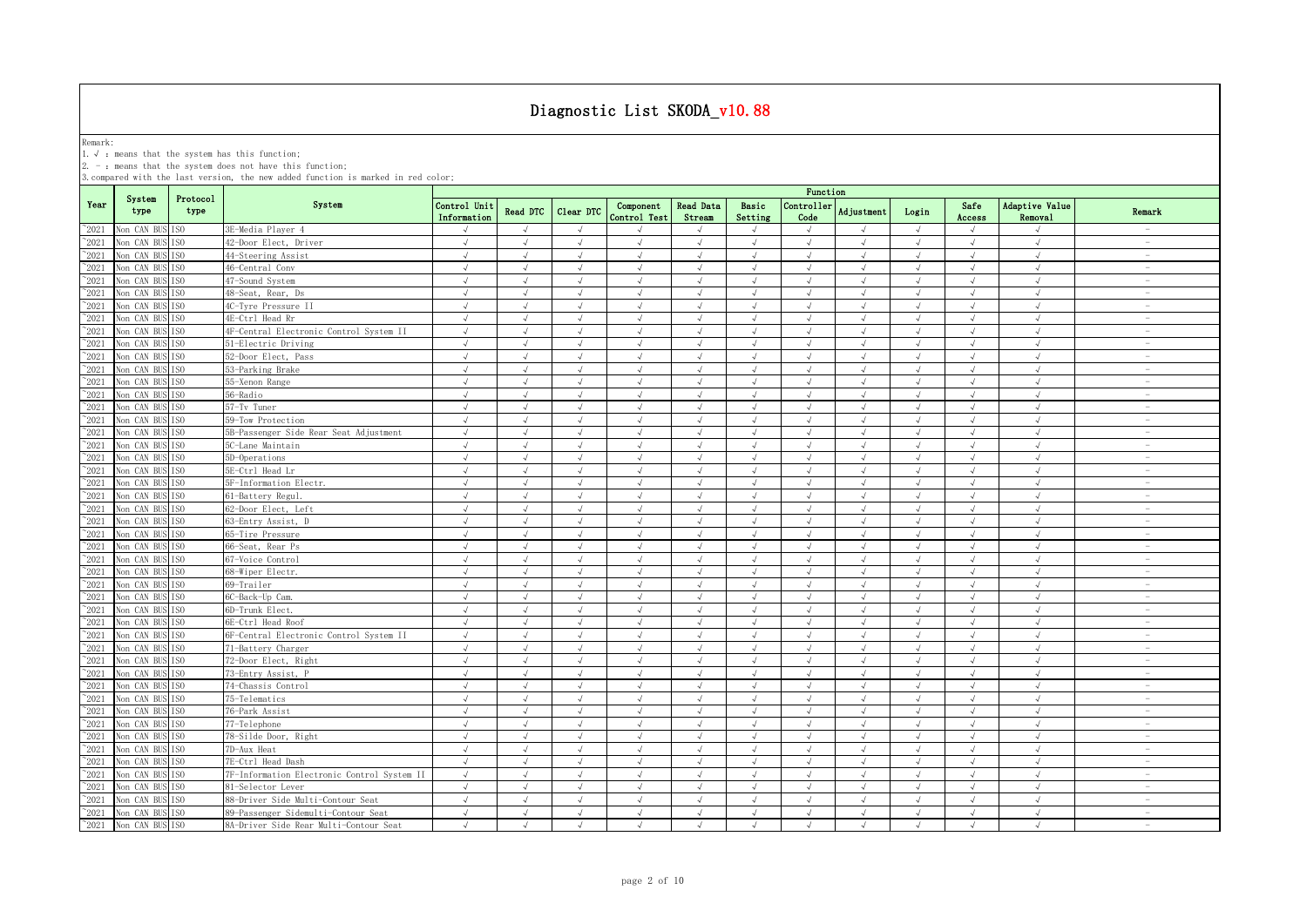# Diagnostic List SKODA_v10.88

Remark:
1. √ : means that the system has this function;
2. - : means that the system does not have this function;
3. compared with the last version, the new added function is marked in red color;

| Year | System type | Protocol type | System | Function | | | | | | | | | | | |
|---|---|---|---|---|---|---|---|---|---|---|---|---|---|---|---|
| | | | | Control Unit Information | Read DTC | Clear DTC | Component Control Test | Read Data Stream | Basic Setting | Controller Code | Adjustment | Login | Safe Access | Adaptive Value Removal | Remark |
| ~2021 | Non CAN BUS | ISO | 3E-Media Player 4 | √ | √ | √ | √ | √ | √ | √ | √ | √ | √ | √ | - |
| ~2021 | Non CAN BUS | ISO | 42-Door Elect, Driver | √ | √ | √ | √ | √ | √ | √ | √ | √ | √ | √ | - |
| ~2021 | Non CAN BUS | ISO | 44-Steering Assist | √ | √ | √ | √ | √ | √ | √ | √ | √ | √ | √ | - |
| ~2021 | Non CAN BUS | ISO | 46-Central Conv | √ | √ | √ | √ | √ | √ | √ | √ | √ | √ | √ | - |
| ~2021 | Non CAN BUS | ISO | 47-Sound System | √ | √ | √ | √ | √ | √ | √ | √ | √ | √ | √ | - |
| ~2021 | Non CAN BUS | ISO | 48-Seat, Rear, Ds | √ | √ | √ | √ | √ | √ | √ | √ | √ | √ | √ | - |
| ~2021 | Non CAN BUS | ISO | 4C-Tyre Pressure II | √ | √ | √ | √ | √ | √ | √ | √ | √ | √ | √ | - |
| ~2021 | Non CAN BUS | ISO | 4E-Ctrl Head Rr | √ | √ | √ | √ | √ | √ | √ | √ | √ | √ | √ | - |
| ~2021 | Non CAN BUS | ISO | 4F-Central Electronic Control System II | √ | √ | √ | √ | √ | √ | √ | √ | √ | √ | √ | - |
| ~2021 | Non CAN BUS | ISO | 51-Electric Driving | √ | √ | √ | √ | √ | √ | √ | √ | √ | √ | √ | - |
| ~2021 | Non CAN BUS | ISO | 52-Door Elect, Pass | √ | √ | √ | √ | √ | √ | √ | √ | √ | √ | √ | - |
| ~2021 | Non CAN BUS | ISO | 53-Parking Brake | √ | √ | √ | √ | √ | √ | √ | √ | √ | √ | √ | - |
| ~2021 | Non CAN BUS | ISO | 55-Xenon Range | √ | √ | √ | √ | √ | √ | √ | √ | √ | √ | √ | - |
| ~2021 | Non CAN BUS | ISO | 56-Radio | √ | √ | √ | √ | √ | √ | √ | √ | √ | √ | √ | - |
| ~2021 | Non CAN BUS | ISO | 57-Tv Tuner | √ | √ | √ | √ | √ | √ | √ | √ | √ | √ | √ | - |
| ~2021 | Non CAN BUS | ISO | 59-Tow Protection | √ | √ | √ | √ | √ | √ | √ | √ | √ | √ | √ | - |
| ~2021 | Non CAN BUS | ISO | 5B-Passenger Side Rear Seat Adjustment | √ | √ | √ | √ | √ | √ | √ | √ | √ | √ | √ | - |
| ~2021 | Non CAN BUS | ISO | 5C-Lane Maintain | √ | √ | √ | √ | √ | √ | √ | √ | √ | √ | √ | - |
| ~2021 | Non CAN BUS | ISO | 5D-Operations | √ | √ | √ | √ | √ | √ | √ | √ | √ | √ | √ | - |
| ~2021 | Non CAN BUS | ISO | 5E-Ctrl Head Lr | √ | √ | √ | √ | √ | √ | √ | √ | √ | √ | √ | - |
| ~2021 | Non CAN BUS | ISO | 5F-Information Electr. | √ | √ | √ | √ | √ | √ | √ | √ | √ | √ | √ | - |
| ~2021 | Non CAN BUS | ISO | 61-Battery Regul. | √ | √ | √ | √ | √ | √ | √ | √ | √ | √ | √ | - |
| ~2021 | Non CAN BUS | ISO | 62-Door Elect, Left | √ | √ | √ | √ | √ | √ | √ | √ | √ | √ | √ | - |
| ~2021 | Non CAN BUS | ISO | 63-Entry Assist, D | √ | √ | √ | √ | √ | √ | √ | √ | √ | √ | √ | - |
| ~2021 | Non CAN BUS | ISO | 65-Tire Pressure | √ | √ | √ | √ | √ | √ | √ | √ | √ | √ | √ | - |
| ~2021 | Non CAN BUS | ISO | 66-Seat, Rear Ps | √ | √ | √ | √ | √ | √ | √ | √ | √ | √ | √ | - |
| ~2021 | Non CAN BUS | ISO | 67-Voice Control | √ | √ | √ | √ | √ | √ | √ | √ | √ | √ | √ | - |
| ~2021 | Non CAN BUS | ISO | 68-Wiper Electr. | √ | √ | √ | √ | √ | √ | √ | √ | √ | √ | √ | - |
| ~2021 | Non CAN BUS | ISO | 69-Trailer | √ | √ | √ | √ | √ | √ | √ | √ | √ | √ | √ | - |
| ~2021 | Non CAN BUS | ISO | 6C-Back-Up Cam. | √ | √ | √ | √ | √ | √ | √ | √ | √ | √ | √ | - |
| ~2021 | Non CAN BUS | ISO | 6D-Trunk Elect. | √ | √ | √ | √ | √ | √ | √ | √ | √ | √ | √ | - |
| ~2021 | Non CAN BUS | ISO | 6E-Ctrl Head Roof | √ | √ | √ | √ | √ | √ | √ | √ | √ | √ | √ | - |
| ~2021 | Non CAN BUS | ISO | 6F-Central Electronic Control System II | √ | √ | √ | √ | √ | √ | √ | √ | √ | √ | √ | - |
| ~2021 | Non CAN BUS | ISO | 71-Battery Charger | √ | √ | √ | √ | √ | √ | √ | √ | √ | √ | √ | - |
| ~2021 | Non CAN BUS | ISO | 72-Door Elect, Right | √ | √ | √ | √ | √ | √ | √ | √ | √ | √ | √ | - |
| ~2021 | Non CAN BUS | ISO | 73-Entry Assist, P | √ | √ | √ | √ | √ | √ | √ | √ | √ | √ | √ | - |
| ~2021 | Non CAN BUS | ISO | 74-Chassis Control | √ | √ | √ | √ | √ | √ | √ | √ | √ | √ | √ | - |
| ~2021 | Non CAN BUS | ISO | 75-Telematics | √ | √ | √ | √ | √ | √ | √ | √ | √ | √ | √ | - |
| ~2021 | Non CAN BUS | ISO | 76-Park Assist | √ | √ | √ | √ | √ | √ | √ | √ | √ | √ | √ | - |
| ~2021 | Non CAN BUS | ISO | 77-Telephone | √ | √ | √ | √ | √ | √ | √ | √ | √ | √ | √ | - |
| ~2021 | Non CAN BUS | ISO | 78-Silde Door, Right | √ | √ | √ | √ | √ | √ | √ | √ | √ | √ | √ | - |
| ~2021 | Non CAN BUS | ISO | 7D-Aux Heat | √ | √ | √ | √ | √ | √ | √ | √ | √ | √ | √ | - |
| ~2021 | Non CAN BUS | ISO | 7E-Ctrl Head Dash | √ | √ | √ | √ | √ | √ | √ | √ | √ | √ | √ | - |
| ~2021 | Non CAN BUS | ISO | 7F-Information Electronic Control System II | √ | √ | √ | √ | √ | √ | √ | √ | √ | √ | √ | - |
| ~2021 | Non CAN BUS | ISO | 81-Selector Lever | √ | √ | √ | √ | √ | √ | √ | √ | √ | √ | √ | - |
| ~2021 | Non CAN BUS | ISO | 88-Driver Side Multi-Contour Seat | √ | √ | √ | √ | √ | √ | √ | √ | √ | √ | √ | - |
| ~2021 | Non CAN BUS | ISO | 89-Passenger Sidemulti-Contour Seat | √ | √ | √ | √ | √ | √ | √ | √ | √ | √ | √ | - |
| ~2021 | Non CAN BUS | ISO | 8A-Driver Side Rear Multi-Contour Seat | √ | √ | √ | √ | √ | √ | √ | √ | √ | √ | √ | - |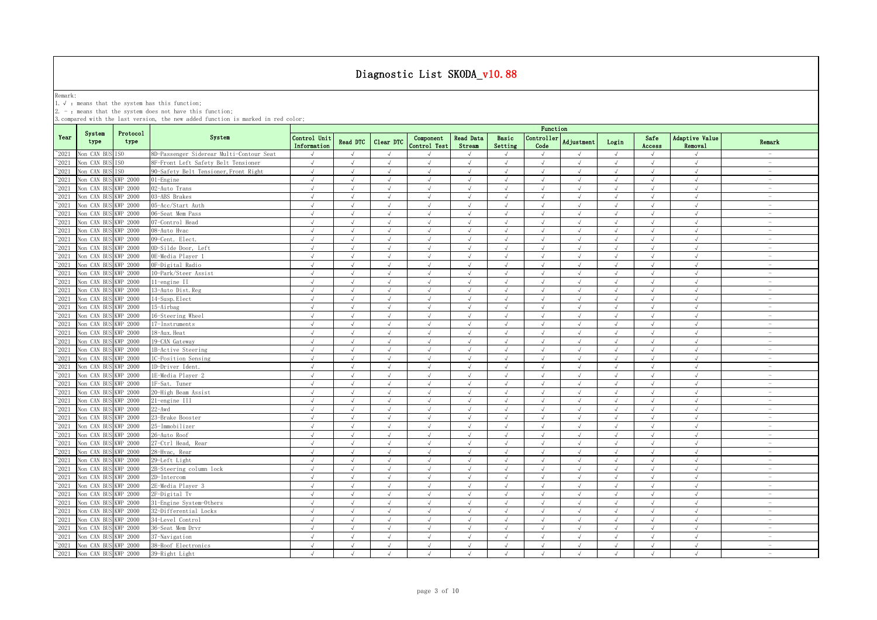# Diagnostic List SKODA_v10.88

Remark:
1. √ : means that the system has this function;
2. - : means that the system does not have this function;
3. compared with the last version, the new added function is marked in red color;

| Year | System type | Protocol type | System | Function | | | | | | | | | | | |
|---|---|---|---|---|---|---|---|---|---|---|---|---|---|---|---|
| | | | | Control Unit Information | Read DTC | Clear DTC | Component Control Test | Read Data Stream | Basic Setting | Controller Code | Adjustment | Login | Safe Access | Adaptive Value Removal | Remark |
| ~2021 | Non CAN BUS | ISO | 8D-Passenger Siderear Multi-Contour Seat | √ | √ | √ | √ | √ | √ | √ | √ | √ | √ | √ | - |
| ~2021 | Non CAN BUS | ISO | 8F-Front Left Safety Belt Tensioner | √ | √ | √ | √ | √ | √ | √ | √ | √ | √ | √ | - |
| ~2021 | Non CAN BUS | ISO | 90-Safety Belt Tensioner,Front Right | √ | √ | √ | √ | √ | √ | √ | √ | √ | √ | √ | - |
| ~2021 | Non CAN BUS | KWP 2000 | 01-Engine | √ | √ | √ | √ | √ | √ | √ | √ | √ | √ | √ | - |
| ~2021 | Non CAN BUS | KWP 2000 | 02-Auto Trans | √ | √ | √ | √ | √ | √ | √ | √ | √ | √ | √ | - |
| ~2021 | Non CAN BUS | KWP 2000 | 03-ABS Brakes | √ | √ | √ | √ | √ | √ | √ | √ | √ | √ | √ | - |
| ~2021 | Non CAN BUS | KWP 2000 | 05-Acc/Start Auth | √ | √ | √ | √ | √ | √ | √ | √ | √ | √ | √ | - |
| ~2021 | Non CAN BUS | KWP 2000 | 06-Seat Mem Pass | √ | √ | √ | √ | √ | √ | √ | √ | √ | √ | √ | - |
| ~2021 | Non CAN BUS | KWP 2000 | 07-Control Head | √ | √ | √ | √ | √ | √ | √ | √ | √ | √ | √ | - |
| ~2021 | Non CAN BUS | KWP 2000 | 08-Auto Hvac | √ | √ | √ | √ | √ | √ | √ | √ | √ | √ | √ | - |
| ~2021 | Non CAN BUS | KWP 2000 | 09-Cent. Elect. | √ | √ | √ | √ | √ | √ | √ | √ | √ | √ | √ | - |
| ~2021 | Non CAN BUS | KWP 2000 | 0D-Silde Door, Left | √ | √ | √ | √ | √ | √ | √ | √ | √ | √ | √ | - |
| ~2021 | Non CAN BUS | KWP 2000 | 0E-Media Player 1 | √ | √ | √ | √ | √ | √ | √ | √ | √ | √ | √ | - |
| ~2021 | Non CAN BUS | KWP 2000 | 0F-Digital Radio | √ | √ | √ | √ | √ | √ | √ | √ | √ | √ | √ | - |
| ~2021 | Non CAN BUS | KWP 2000 | 10-Park/Steer Assist | √ | √ | √ | √ | √ | √ | √ | √ | √ | √ | √ | - |
| ~2021 | Non CAN BUS | KWP 2000 | 11-engine II | √ | √ | √ | √ | √ | √ | √ | √ | √ | √ | √ | - |
| ~2021 | Non CAN BUS | KWP 2000 | 13-Auto Dist.Reg | √ | √ | √ | √ | √ | √ | √ | √ | √ | √ | √ | - |
| ~2021 | Non CAN BUS | KWP 2000 | 14-Susp.Elect | √ | √ | √ | √ | √ | √ | √ | √ | √ | √ | √ | - |
| ~2021 | Non CAN BUS | KWP 2000 | 15-Airbag | √ | √ | √ | √ | √ | √ | √ | √ | √ | √ | √ | - |
| ~2021 | Non CAN BUS | KWP 2000 | 16-Steering Wheel | √ | √ | √ | √ | √ | √ | √ | √ | √ | √ | √ | - |
| ~2021 | Non CAN BUS | KWP 2000 | 17-Instruments | √ | √ | √ | √ | √ | √ | √ | √ | √ | √ | √ | - |
| ~2021 | Non CAN BUS | KWP 2000 | 18-Aux.Heat | √ | √ | √ | √ | √ | √ | √ | √ | √ | √ | √ | - |
| ~2021 | Non CAN BUS | KWP 2000 | 19-CAN Gateway | √ | √ | √ | √ | √ | √ | √ | √ | √ | √ | √ | - |
| ~2021 | Non CAN BUS | KWP 2000 | 1B-Active Steering | √ | √ | √ | √ | √ | √ | √ | √ | √ | √ | √ | - |
| ~2021 | Non CAN BUS | KWP 2000 | 1C-Position Sensing | √ | √ | √ | √ | √ | √ | √ | √ | √ | √ | √ | - |
| ~2021 | Non CAN BUS | KWP 2000 | 1D-Driver Ident. | √ | √ | √ | √ | √ | √ | √ | √ | √ | √ | √ | - |
| ~2021 | Non CAN BUS | KWP 2000 | 1E-Media Player 2 | √ | √ | √ | √ | √ | √ | √ | √ | √ | √ | √ | - |
| ~2021 | Non CAN BUS | KWP 2000 | 1F-Sat. Tuner | √ | √ | √ | √ | √ | √ | √ | √ | √ | √ | √ | - |
| ~2021 | Non CAN BUS | KWP 2000 | 20-High Beam Assist | √ | √ | √ | √ | √ | √ | √ | √ | √ | √ | √ | - |
| ~2021 | Non CAN BUS | KWP 2000 | 21-engine III | √ | √ | √ | √ | √ | √ | √ | √ | √ | √ | √ | - |
| ~2021 | Non CAN BUS | KWP 2000 | 22-Awd | √ | √ | √ | √ | √ | √ | √ | √ | √ | √ | √ | - |
| ~2021 | Non CAN BUS | KWP 2000 | 23-Brake Booster | √ | √ | √ | √ | √ | √ | √ | √ | √ | √ | √ | - |
| ~2021 | Non CAN BUS | KWP 2000 | 25-Immobilizer | √ | √ | √ | √ | √ | √ | √ | √ | √ | √ | √ | - |
| ~2021 | Non CAN BUS | KWP 2000 | 26-Auto Roof | √ | √ | √ | √ | √ | √ | √ | √ | √ | √ | √ | - |
| ~2021 | Non CAN BUS | KWP 2000 | 27-Ctrl Head, Rear | √ | √ | √ | √ | √ | √ | √ | √ | √ | √ | √ | - |
| ~2021 | Non CAN BUS | KWP 2000 | 28-Hvac, Rear | √ | √ | √ | √ | √ | √ | √ | √ | √ | √ | √ | - |
| ~2021 | Non CAN BUS | KWP 2000 | 29-Left Light | √ | √ | √ | √ | √ | √ | √ | √ | √ | √ | √ | - |
| ~2021 | Non CAN BUS | KWP 2000 | 2B-Steering column lock | √ | √ | √ | √ | √ | √ | √ | √ | √ | √ | √ | - |
| ~2021 | Non CAN BUS | KWP 2000 | 2D-Intercom | √ | √ | √ | √ | √ | √ | √ | √ | √ | √ | √ | - |
| ~2021 | Non CAN BUS | KWP 2000 | 2E-Media Player 3 | √ | √ | √ | √ | √ | √ | √ | √ | √ | √ | √ | - |
| ~2021 | Non CAN BUS | KWP 2000 | 2F-Digital Tv | √ | √ | √ | √ | √ | √ | √ | √ | √ | √ | √ | - |
| ~2021 | Non CAN BUS | KWP 2000 | 31-Engine System-Others | √ | √ | √ | √ | √ | √ | √ | √ | √ | √ | √ | - |
| ~2021 | Non CAN BUS | KWP 2000 | 32-Differential Locks | √ | √ | √ | √ | √ | √ | √ | √ | √ | √ | √ | - |
| ~2021 | Non CAN BUS | KWP 2000 | 34-Level Control | √ | √ | √ | √ | √ | √ | √ | √ | √ | √ | √ | - |
| ~2021 | Non CAN BUS | KWP 2000 | 36-Seat Mem Drvr | √ | √ | √ | √ | √ | √ | √ | √ | √ | √ | √ | - |
| ~2021 | Non CAN BUS | KWP 2000 | 37-Navigation | √ | √ | √ | √ | √ | √ | √ | √ | √ | √ | √ | - |
| ~2021 | Non CAN BUS | KWP 2000 | 38-Roof Electronics | √ | √ | √ | √ | √ | √ | √ | √ | √ | √ | √ | - |
| ~2021 | Non CAN BUS | KWP 2000 | 39-Right Light | √ | √ | √ | √ | √ | √ | √ | √ | √ | √ | √ | - |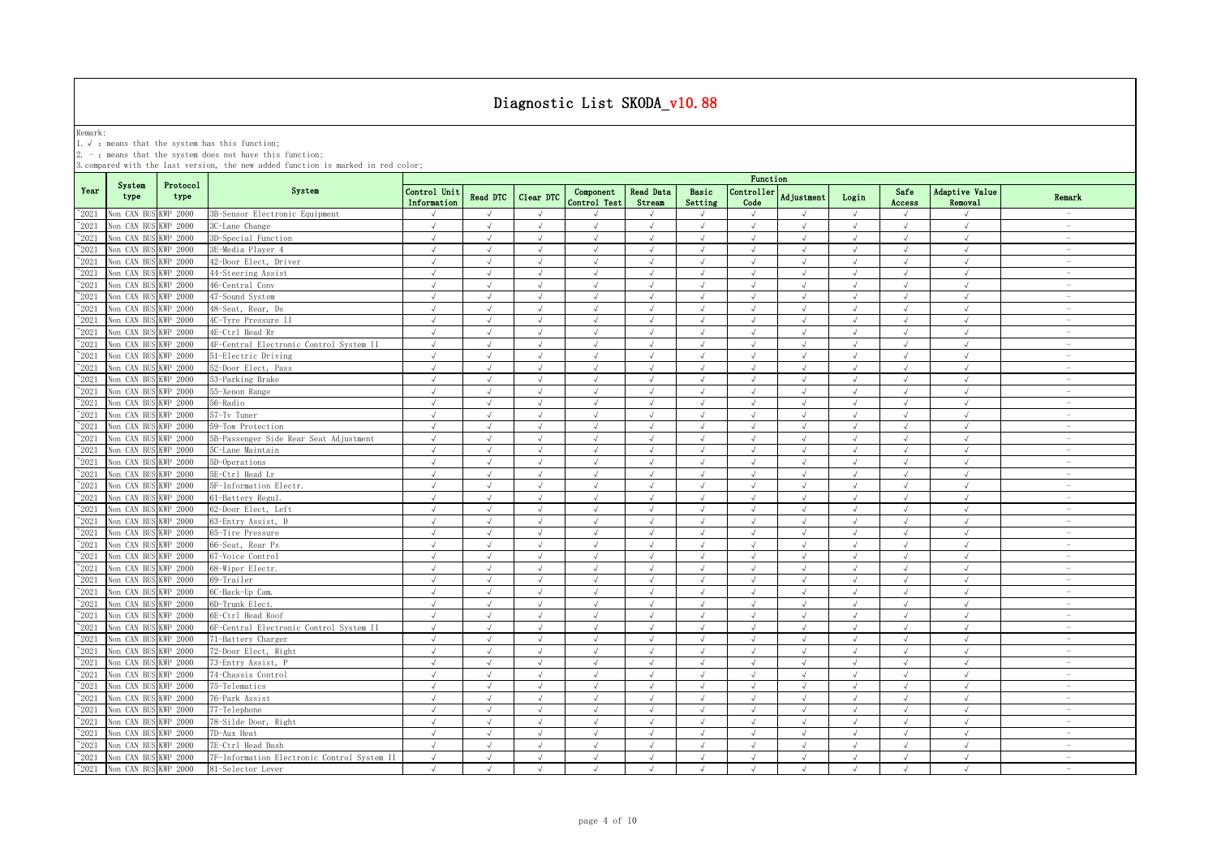# Diagnostic List SKODA_v10.88

Remark:
1. √ : means that the system has this function;
2. - : means that the system does not have this function;
3. compared with the last version, the new added function is marked in red color;

| Year | System type | Protocol type | System | Function | | | | | | | | | | | |
|---|---|---|---|---|---|---|---|---|---|---|---|---|---|---|---|
| | | | | Control Unit Information | Read DTC | Clear DTC | Component Control Test | Read Data Stream | Basic Setting | Controller Code | Adjustment | Login | Safe Access | Adaptive Value Removal | Remark |
| ~2021 | Non CAN BUS | KWP 2000 | 3B-Sensor Electronic Equipment | √ | √ | √ | √ | √ | √ | √ | √ | √ | √ | √ | - |
| ~2021 | Non CAN BUS | KWP 2000 | 3C-Lane Change | √ | √ | √ | √ | √ | √ | √ | √ | √ | √ | √ | - |
| ~2021 | Non CAN BUS | KWP 2000 | 3D-Special Function | √ | √ | √ | √ | √ | √ | √ | √ | √ | √ | √ | - |
| ~2021 | Non CAN BUS | KWP 2000 | 3E-Media Player 4 | √ | √ | √ | √ | √ | √ | √ | √ | √ | √ | √ | - |
| ~2021 | Non CAN BUS | KWP 2000 | 42-Door Elect, Driver | √ | √ | √ | √ | √ | √ | √ | √ | √ | √ | √ | - |
| ~2021 | Non CAN BUS | KWP 2000 | 44-Steering Assist | √ | √ | √ | √ | √ | √ | √ | √ | √ | √ | √ | - |
| ~2021 | Non CAN BUS | KWP 2000 | 46-Central Conv | √ | √ | √ | √ | √ | √ | √ | √ | √ | √ | √ | - |
| ~2021 | Non CAN BUS | KWP 2000 | 47-Sound System | √ | √ | √ | √ | √ | √ | √ | √ | √ | √ | √ | - |
| ~2021 | Non CAN BUS | KWP 2000 | 48-Seat, Rear, Ds | √ | √ | √ | √ | √ | √ | √ | √ | √ | √ | √ | - |
| ~2021 | Non CAN BUS | KWP 2000 | 4C-Tyre Pressure II | √ | √ | √ | √ | √ | √ | √ | √ | √ | √ | √ | - |
| ~2021 | Non CAN BUS | KWP 2000 | 4E-Ctrl Head Rr | √ | √ | √ | √ | √ | √ | √ | √ | √ | √ | √ | - |
| ~2021 | Non CAN BUS | KWP 2000 | 4F-Central Electronic Control System II | √ | √ | √ | √ | √ | √ | √ | √ | √ | √ | √ | - |
| ~2021 | Non CAN BUS | KWP 2000 | 51-Electric Driving | √ | √ | √ | √ | √ | √ | √ | √ | √ | √ | √ | - |
| ~2021 | Non CAN BUS | KWP 2000 | 52-Door Elect, Pass | √ | √ | √ | √ | √ | √ | √ | √ | √ | √ | √ | - |
| ~2021 | Non CAN BUS | KWP 2000 | 53-Parking Brake | √ | √ | √ | √ | √ | √ | √ | √ | √ | √ | √ | - |
| ~2021 | Non CAN BUS | KWP 2000 | 55-Xenon Range | √ | √ | √ | √ | √ | √ | √ | √ | √ | √ | √ | - |
| ~2021 | Non CAN BUS | KWP 2000 | 56-Radio | √ | √ | √ | √ | √ | √ | √ | √ | √ | √ | √ | - |
| ~2021 | Non CAN BUS | KWP 2000 | 57-Tv Tuner | √ | √ | √ | √ | √ | √ | √ | √ | √ | √ | √ | - |
| ~2021 | Non CAN BUS | KWP 2000 | 59-Tow Protection | √ | √ | √ | √ | √ | √ | √ | √ | √ | √ | √ | - |
| ~2021 | Non CAN BUS | KWP 2000 | 5B-Passenger Side Rear Seat Adjustment | √ | √ | √ | √ | √ | √ | √ | √ | √ | √ | √ | - |
| ~2021 | Non CAN BUS | KWP 2000 | 5C-Lane Maintain | √ | √ | √ | √ | √ | √ | √ | √ | √ | √ | √ | - |
| ~2021 | Non CAN BUS | KWP 2000 | 5D-Operations | √ | √ | √ | √ | √ | √ | √ | √ | √ | √ | √ | - |
| ~2021 | Non CAN BUS | KWP 2000 | 5E-Ctrl Head Lr | √ | √ | √ | √ | √ | √ | √ | √ | √ | √ | √ | - |
| ~2021 | Non CAN BUS | KWP 2000 | 5F-Information Electr. | √ | √ | √ | √ | √ | √ | √ | √ | √ | √ | √ | - |
| ~2021 | Non CAN BUS | KWP 2000 | 61-Battery Regul. | √ | √ | √ | √ | √ | √ | √ | √ | √ | √ | √ | - |
| ~2021 | Non CAN BUS | KWP 2000 | 62-Door Elect, Left | √ | √ | √ | √ | √ | √ | √ | √ | √ | √ | √ | - |
| ~2021 | Non CAN BUS | KWP 2000 | 63-Entry Assist, D | √ | √ | √ | √ | √ | √ | √ | √ | √ | √ | √ | - |
| ~2021 | Non CAN BUS | KWP 2000 | 65-Tire Pressure | √ | √ | √ | √ | √ | √ | √ | √ | √ | √ | √ | - |
| ~2021 | Non CAN BUS | KWP 2000 | 66-Seat, Rear Ps | √ | √ | √ | √ | √ | √ | √ | √ | √ | √ | √ | - |
| ~2021 | Non CAN BUS | KWP 2000 | 67-Voice Control | √ | √ | √ | √ | √ | √ | √ | √ | √ | √ | √ | - |
| ~2021 | Non CAN BUS | KWP 2000 | 68-Wiper Electr. | √ | √ | √ | √ | √ | √ | √ | √ | √ | √ | √ | - |
| ~2021 | Non CAN BUS | KWP 2000 | 69-Trailer | √ | √ | √ | √ | √ | √ | √ | √ | √ | √ | √ | - |
| ~2021 | Non CAN BUS | KWP 2000 | 6C-Back-Up Cam. | √ | √ | √ | √ | √ | √ | √ | √ | √ | √ | √ | - |
| ~2021 | Non CAN BUS | KWP 2000 | 6D-Trunk Elect. | √ | √ | √ | √ | √ | √ | √ | √ | √ | √ | √ | - |
| ~2021 | Non CAN BUS | KWP 2000 | 6E-Ctrl Head Roof | √ | √ | √ | √ | √ | √ | √ | √ | √ | √ | √ | - |
| ~2021 | Non CAN BUS | KWP 2000 | 6F-Central Electronic Control System II | √ | √ | √ | √ | √ | √ | √ | √ | √ | √ | √ | - |
| ~2021 | Non CAN BUS | KWP 2000 | 71-Battery Charger | √ | √ | √ | √ | √ | √ | √ | √ | √ | √ | √ | - |
| ~2021 | Non CAN BUS | KWP 2000 | 72-Door Elect, Right | √ | √ | √ | √ | √ | √ | √ | √ | √ | √ | √ | - |
| ~2021 | Non CAN BUS | KWP 2000 | 73-Entry Assist, P | √ | √ | √ | √ | √ | √ | √ | √ | √ | √ | √ | - |
| ~2021 | Non CAN BUS | KWP 2000 | 74-Chassis Control | √ | √ | √ | √ | √ | √ | √ | √ | √ | √ | √ | - |
| ~2021 | Non CAN BUS | KWP 2000 | 75-Telematics | √ | √ | √ | √ | √ | √ | √ | √ | √ | √ | √ | - |
| ~2021 | Non CAN BUS | KWP 2000 | 76-Park Assist | √ | √ | √ | √ | √ | √ | √ | √ | √ | √ | √ | - |
| ~2021 | Non CAN BUS | KWP 2000 | 77-Telephone | √ | √ | √ | √ | √ | √ | √ | √ | √ | √ | √ | - |
| ~2021 | Non CAN BUS | KWP 2000 | 78-Silde Door, Right | √ | √ | √ | √ | √ | √ | √ | √ | √ | √ | √ | - |
| ~2021 | Non CAN BUS | KWP 2000 | 7D-Aux Heat | √ | √ | √ | √ | √ | √ | √ | √ | √ | √ | √ | - |
| ~2021 | Non CAN BUS | KWP 2000 | 7E-Ctrl Head Dash | √ | √ | √ | √ | √ | √ | √ | √ | √ | √ | √ | - |
| ~2021 | Non CAN BUS | KWP 2000 | 7F-Information Electronic Control System II | √ | √ | √ | √ | √ | √ | √ | √ | √ | √ | √ | - |
| ~2021 | Non CAN BUS | KWP 2000 | 81-Selector Lever | √ | √ | √ | √ | √ | √ | √ | √ | √ | √ | √ | - |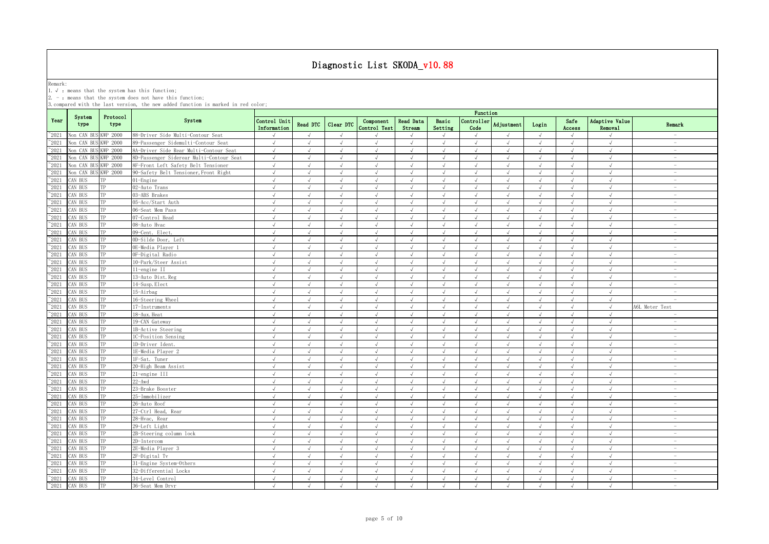# Diagnostic List SKODA_v10.88

Remark:

1. √ : means that the system has this function;
2. - : means that the system does not have this function;
3. compared with the last version, the new added function is marked in red color;

| Year | System type | Protocol type | System | Function | | | | | | | | | | | |
|---|---|---|---|---|---|---|---|---|---|---|---|---|---|---|---|
| | | | | Control Unit Information | Read DTC | Clear DTC | Component Control Test | Read Data Stream | Basic Setting | Controller Code | Adjustment | Login | Safe Access | Adaptive Value Removal | Remark |
| ~2021 | Non CAN BUS | KWP 2000 | 88-Driver Side Multi-Contour Seat | √ | √ | √ | √ | √ | √ | √ | √ | √ | √ | √ | - |
| ~2021 | Non CAN BUS | KWP 2000 | 89-Passenger Sidemulti-Contour Seat | √ | √ | √ | √ | √ | √ | √ | √ | √ | √ | √ | - |
| ~2021 | Non CAN BUS | KWP 2000 | 8A-Driver Side Rear Multi-Contour Seat | √ | √ | √ | √ | √ | √ | √ | √ | √ | √ | √ | - |
| ~2021 | Non CAN BUS | KWP 2000 | 8D-Passenger Siderear Multi-Contour Seat | √ | √ | √ | √ | √ | √ | √ | √ | √ | √ | √ | - |
| ~2021 | Non CAN BUS | KWP 2000 | 8F-Front Left Safety Belt Tensioner | √ | √ | √ | √ | √ | √ | √ | √ | √ | √ | √ | - |
| ~2021 | Non CAN BUS | KWP 2000 | 90-Safety Belt Tensioner,Front Right | √ | √ | √ | √ | √ | √ | √ | √ | √ | √ | √ | - |
| ~2021 | CAN BUS | TP | 01-Engine | √ | √ | √ | √ | √ | √ | √ | √ | √ | √ | √ | - |
| ~2021 | CAN BUS | TP | 02-Auto Trans | √ | √ | √ | √ | √ | √ | √ | √ | √ | √ | √ | - |
| ~2021 | CAN BUS | TP | 03-ABS Brakes | √ | √ | √ | √ | √ | √ | √ | √ | √ | √ | √ | - |
| ~2021 | CAN BUS | TP | 05-Acc/Start Auth | √ | √ | √ | √ | √ | √ | √ | √ | √ | √ | √ | - |
| ~2021 | CAN BUS | TP | 06-Seat Mem Pass | √ | √ | √ | √ | √ | √ | √ | √ | √ | √ | √ | - |
| ~2021 | CAN BUS | TP | 07-Control Head | √ | √ | √ | √ | √ | √ | √ | √ | √ | √ | √ | - |
| ~2021 | CAN BUS | TP | 08-Auto Hvac | √ | √ | √ | √ | √ | √ | √ | √ | √ | √ | √ | - |
| ~2021 | CAN BUS | TP | 09-Cent. Elect. | √ | √ | √ | √ | √ | √ | √ | √ | √ | √ | √ | - |
| ~2021 | CAN BUS | TP | 0D-Silde Door, Left | √ | √ | √ | √ | √ | √ | √ | √ | √ | √ | √ | - |
| ~2021 | CAN BUS | TP | 0E-Media Player 1 | √ | √ | √ | √ | √ | √ | √ | √ | √ | √ | √ | - |
| ~2021 | CAN BUS | TP | 0F-Digital Radio | √ | √ | √ | √ | √ | √ | √ | √ | √ | √ | √ | - |
| ~2021 | CAN BUS | TP | 10-Park/Steer Assist | √ | √ | √ | √ | √ | √ | √ | √ | √ | √ | √ | - |
| ~2021 | CAN BUS | TP | 11-engine II | √ | √ | √ | √ | √ | √ | √ | √ | √ | √ | √ | - |
| ~2021 | CAN BUS | TP | 13-Auto Dist.Reg | √ | √ | √ | √ | √ | √ | √ | √ | √ | √ | √ | - |
| ~2021 | CAN BUS | TP | 14-Susp.Elect | √ | √ | √ | √ | √ | √ | √ | √ | √ | √ | √ | - |
| ~2021 | CAN BUS | TP | 15-Airbag | √ | √ | √ | √ | √ | √ | √ | √ | √ | √ | √ | - |
| ~2021 | CAN BUS | TP | 16-Steering Wheel | √ | √ | √ | √ | √ | √ | √ | √ | √ | √ | √ | - |
| ~2021 | CAN BUS | TP | 17-Instruments | √ | √ | √ | √ | √ | √ | √ | √ | √ | √ | √ | A6L Meter Test |
| ~2021 | CAN BUS | TP | 18-Aux.Heat | √ | √ | √ | √ | √ | √ | √ | √ | √ | √ | √ | - |
| ~2021 | CAN BUS | TP | 19-CAN Gateway | √ | √ | √ | √ | √ | √ | √ | √ | √ | √ | √ | - |
| ~2021 | CAN BUS | TP | 1B-Active Steering | √ | √ | √ | √ | √ | √ | √ | √ | √ | √ | √ | - |
| ~2021 | CAN BUS | TP | 1C-Position Sensing | √ | √ | √ | √ | √ | √ | √ | √ | √ | √ | √ | - |
| ~2021 | CAN BUS | TP | 1D-Driver Ident. | √ | √ | √ | √ | √ | √ | √ | √ | √ | √ | √ | - |
| ~2021 | CAN BUS | TP | 1E-Media Player 2 | √ | √ | √ | √ | √ | √ | √ | √ | √ | √ | √ | - |
| ~2021 | CAN BUS | TP | 1F-Sat. Tuner | √ | √ | √ | √ | √ | √ | √ | √ | √ | √ | √ | - |
| ~2021 | CAN BUS | TP | 20-High Beam Assist | √ | √ | √ | √ | √ | √ | √ | √ | √ | √ | √ | - |
| ~2021 | CAN BUS | TP | 21-engine III | √ | √ | √ | √ | √ | √ | √ | √ | √ | √ | √ | - |
| ~2021 | CAN BUS | TP | 22-Awd | √ | √ | √ | √ | √ | √ | √ | √ | √ | √ | √ | - |
| ~2021 | CAN BUS | TP | 23-Brake Booster | √ | √ | √ | √ | √ | √ | √ | √ | √ | √ | √ | - |
| ~2021 | CAN BUS | TP | 25-Immobilizer | √ | √ | √ | √ | √ | √ | √ | √ | √ | √ | √ | - |
| ~2021 | CAN BUS | TP | 26-Auto Roof | √ | √ | √ | √ | √ | √ | √ | √ | √ | √ | √ | - |
| ~2021 | CAN BUS | TP | 27-Ctrl Head, Rear | √ | √ | √ | √ | √ | √ | √ | √ | √ | √ | √ | - |
| ~2021 | CAN BUS | TP | 28-Hvac, Rear | √ | √ | √ | √ | √ | √ | √ | √ | √ | √ | √ | - |
| ~2021 | CAN BUS | TP | 29-Left Light | √ | √ | √ | √ | √ | √ | √ | √ | √ | √ | √ | - |
| ~2021 | CAN BUS | TP | 2B-Steering column lock | √ | √ | √ | √ | √ | √ | √ | √ | √ | √ | √ | - |
| ~2021 | CAN BUS | TP | 2D-Intercom | √ | √ | √ | √ | √ | √ | √ | √ | √ | √ | √ | - |
| ~2021 | CAN BUS | TP | 2E-Media Player 3 | √ | √ | √ | √ | √ | √ | √ | √ | √ | √ | √ | - |
| ~2021 | CAN BUS | TP | 2F-Digital Tv | √ | √ | √ | √ | √ | √ | √ | √ | √ | √ | √ | - |
| ~2021 | CAN BUS | TP | 31-Engine System-Others | √ | √ | √ | √ | √ | √ | √ | √ | √ | √ | √ | - |
| ~2021 | CAN BUS | TP | 32-Differential Locks | √ | √ | √ | √ | √ | √ | √ | √ | √ | √ | √ | - |
| ~2021 | CAN BUS | TP | 34-Level Control | √ | √ | √ | √ | √ | √ | √ | √ | √ | √ | √ | - |
| ~2021 | CAN BUS | TP | 36-Seat Mem Drvr | √ | √ | √ | √ | √ | √ | √ | √ | √ | √ | √ | - |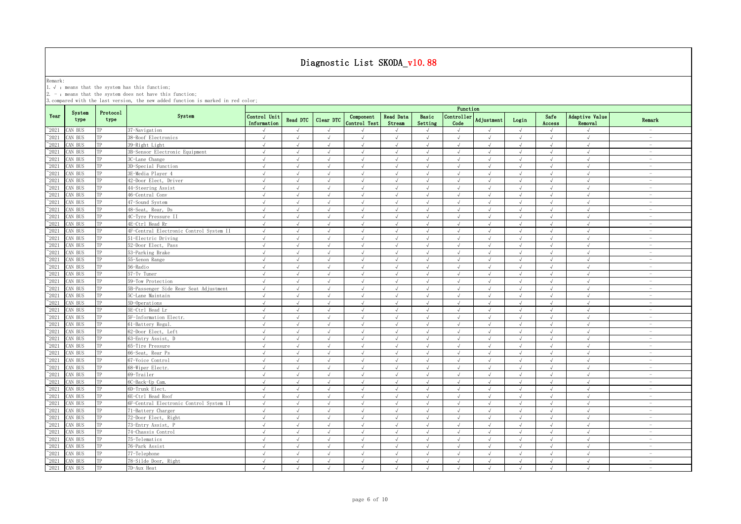# Diagnostic List SKODA_v10.88

Remark:
1. √ : means that the system has this function;
2. - : means that the system does not have this function;
3. compared with the last version, the new added function is marked in red color;

| Year | System type | Protocol type | System | Function | | | | | | | | | | | |
|---|---|---|---|---|---|---|---|---|---|---|---|---|---|---|---|
| | | | | Control Unit Information | Read DTC | Clear DTC | Component Control Test | Read Data Stream | Basic Setting | Controller Code | Adjustment | Login | Safe Access | Adaptive Value Removal | Remark |
| ~2021 | CAN BUS | TP | 37-Navigation | √ | √ | √ | √ | √ | √ | √ | √ | √ | √ | √ | - |
| ~2021 | CAN BUS | TP | 38-Roof Electronics | √ | √ | √ | √ | √ | √ | √ | √ | √ | √ | √ | - |
| ~2021 | CAN BUS | TP | 39-Right Light | √ | √ | √ | √ | √ | √ | √ | √ | √ | √ | √ | - |
| ~2021 | CAN BUS | TP | 3B-Sensor Electronic Equipment | √ | √ | √ | √ | √ | √ | √ | √ | √ | √ | √ | - |
| ~2021 | CAN BUS | TP | 3C-Lane Change | √ | √ | √ | √ | √ | √ | √ | √ | √ | √ | √ | - |
| ~2021 | CAN BUS | TP | 3D-Special Function | √ | √ | √ | √ | √ | √ | √ | √ | √ | √ | √ | - |
| ~2021 | CAN BUS | TP | 3E-Media Player 4 | √ | √ | √ | √ | √ | √ | √ | √ | √ | √ | √ | - |
| ~2021 | CAN BUS | TP | 42-Door Elect, Driver | √ | √ | √ | √ | √ | √ | √ | √ | √ | √ | √ | - |
| ~2021 | CAN BUS | TP | 44-Steering Assist | √ | √ | √ | √ | √ | √ | √ | √ | √ | √ | √ | - |
| ~2021 | CAN BUS | TP | 46-Central Conv | √ | √ | √ | √ | √ | √ | √ | √ | √ | √ | √ | - |
| ~2021 | CAN BUS | TP | 47-Sound System | √ | √ | √ | √ | √ | √ | √ | √ | √ | √ | √ | - |
| ~2021 | CAN BUS | TP | 48-Seat, Rear, Ds | √ | √ | √ | √ | √ | √ | √ | √ | √ | √ | √ | - |
| ~2021 | CAN BUS | TP | 4C-Tyre Pressure II | √ | √ | √ | √ | √ | √ | √ | √ | √ | √ | √ | - |
| ~2021 | CAN BUS | TP | 4E-Ctrl Head Rr | √ | √ | √ | √ | √ | √ | √ | √ | √ | √ | √ | - |
| ~2021 | CAN BUS | TP | 4F-Central Electronic Control System II | √ | √ | √ | √ | √ | √ | √ | √ | √ | √ | √ | - |
| ~2021 | CAN BUS | TP | 51-Electric Driving | √ | √ | √ | √ | √ | √ | √ | √ | √ | √ | √ | - |
| ~2021 | CAN BUS | TP | 52-Door Elect, Pass | √ | √ | √ | √ | √ | √ | √ | √ | √ | √ | √ | - |
| ~2021 | CAN BUS | TP | 53-Parking Brake | √ | √ | √ | √ | √ | √ | √ | √ | √ | √ | √ | - |
| ~2021 | CAN BUS | TP | 55-Xenon Range | √ | √ | √ | √ | √ | √ | √ | √ | √ | √ | √ | - |
| ~2021 | CAN BUS | TP | 56-Radio | √ | √ | √ | √ | √ | √ | √ | √ | √ | √ | √ | - |
| ~2021 | CAN BUS | TP | 57-Tv Tuner | √ | √ | √ | √ | √ | √ | √ | √ | √ | √ | √ | - |
| ~2021 | CAN BUS | TP | 59-Tow Protection | √ | √ | √ | √ | √ | √ | √ | √ | √ | √ | √ | - |
| ~2021 | CAN BUS | TP | 5B-Passenger Side Rear Seat Adjustment | √ | √ | √ | √ | √ | √ | √ | √ | √ | √ | √ | - |
| ~2021 | CAN BUS | TP | 5C-Lane Maintain | √ | √ | √ | √ | √ | √ | √ | √ | √ | √ | √ | - |
| ~2021 | CAN BUS | TP | 5D-Operations | √ | √ | √ | √ | √ | √ | √ | √ | √ | √ | √ | - |
| ~2021 | CAN BUS | TP | 5E-Ctrl Head Lr | √ | √ | √ | √ | √ | √ | √ | √ | √ | √ | √ | - |
| ~2021 | CAN BUS | TP | 5F-Information Electr. | √ | √ | √ | √ | √ | √ | √ | √ | √ | √ | √ | - |
| ~2021 | CAN BUS | TP | 61-Battery Regul. | √ | √ | √ | √ | √ | √ | √ | √ | √ | √ | √ | - |
| ~2021 | CAN BUS | TP | 62-Door Elect, Left | √ | √ | √ | √ | √ | √ | √ | √ | √ | √ | √ | - |
| ~2021 | CAN BUS | TP | 63-Entry Assist, D | √ | √ | √ | √ | √ | √ | √ | √ | √ | √ | √ | - |
| ~2021 | CAN BUS | TP | 65-Tire Pressure | √ | √ | √ | √ | √ | √ | √ | √ | √ | √ | √ | - |
| ~2021 | CAN BUS | TP | 66-Seat, Rear Ps | √ | √ | √ | √ | √ | √ | √ | √ | √ | √ | √ | - |
| ~2021 | CAN BUS | TP | 67-Voice Control | √ | √ | √ | √ | √ | √ | √ | √ | √ | √ | √ | - |
| ~2021 | CAN BUS | TP | 68-Wiper Electr. | √ | √ | √ | √ | √ | √ | √ | √ | √ | √ | √ | - |
| ~2021 | CAN BUS | TP | 69-Trailer | √ | √ | √ | √ | √ | √ | √ | √ | √ | √ | √ | - |
| ~2021 | CAN BUS | TP | 6C-Back-Up Cam. | √ | √ | √ | √ | √ | √ | √ | √ | √ | √ | √ | - |
| ~2021 | CAN BUS | TP | 6D-Trunk Elect. | √ | √ | √ | √ | √ | √ | √ | √ | √ | √ | √ | - |
| ~2021 | CAN BUS | TP | 6E-Ctrl Head Roof | √ | √ | √ | √ | √ | √ | √ | √ | √ | √ | √ | - |
| ~2021 | CAN BUS | TP | 6F-Central Electronic Control System II | √ | √ | √ | √ | √ | √ | √ | √ | √ | √ | √ | - |
| ~2021 | CAN BUS | TP | 71-Battery Charger | √ | √ | √ | √ | √ | √ | √ | √ | √ | √ | √ | - |
| ~2021 | CAN BUS | TP | 72-Door Elect, Right | √ | √ | √ | √ | √ | √ | √ | √ | √ | √ | √ | - |
| ~2021 | CAN BUS | TP | 73-Entry Assist, P | √ | √ | √ | √ | √ | √ | √ | √ | √ | √ | √ | - |
| ~2021 | CAN BUS | TP | 74-Chassis Control | √ | √ | √ | √ | √ | √ | √ | √ | √ | √ | √ | - |
| ~2021 | CAN BUS | TP | 75-Telematics | √ | √ | √ | √ | √ | √ | √ | √ | √ | √ | √ | - |
| ~2021 | CAN BUS | TP | 76-Park Assist | √ | √ | √ | √ | √ | √ | √ | √ | √ | √ | √ | - |
| ~2021 | CAN BUS | TP | 77-Telephone | √ | √ | √ | √ | √ | √ | √ | √ | √ | √ | √ | - |
| ~2021 | CAN BUS | TP | 78-Silde Door, Right | √ | √ | √ | √ | √ | √ | √ | √ | √ | √ | √ | - |
| ~2021 | CAN BUS | TP | 7D-Aux Heat | √ | √ | √ | √ | √ | √ | √ | √ | √ | √ | √ | - |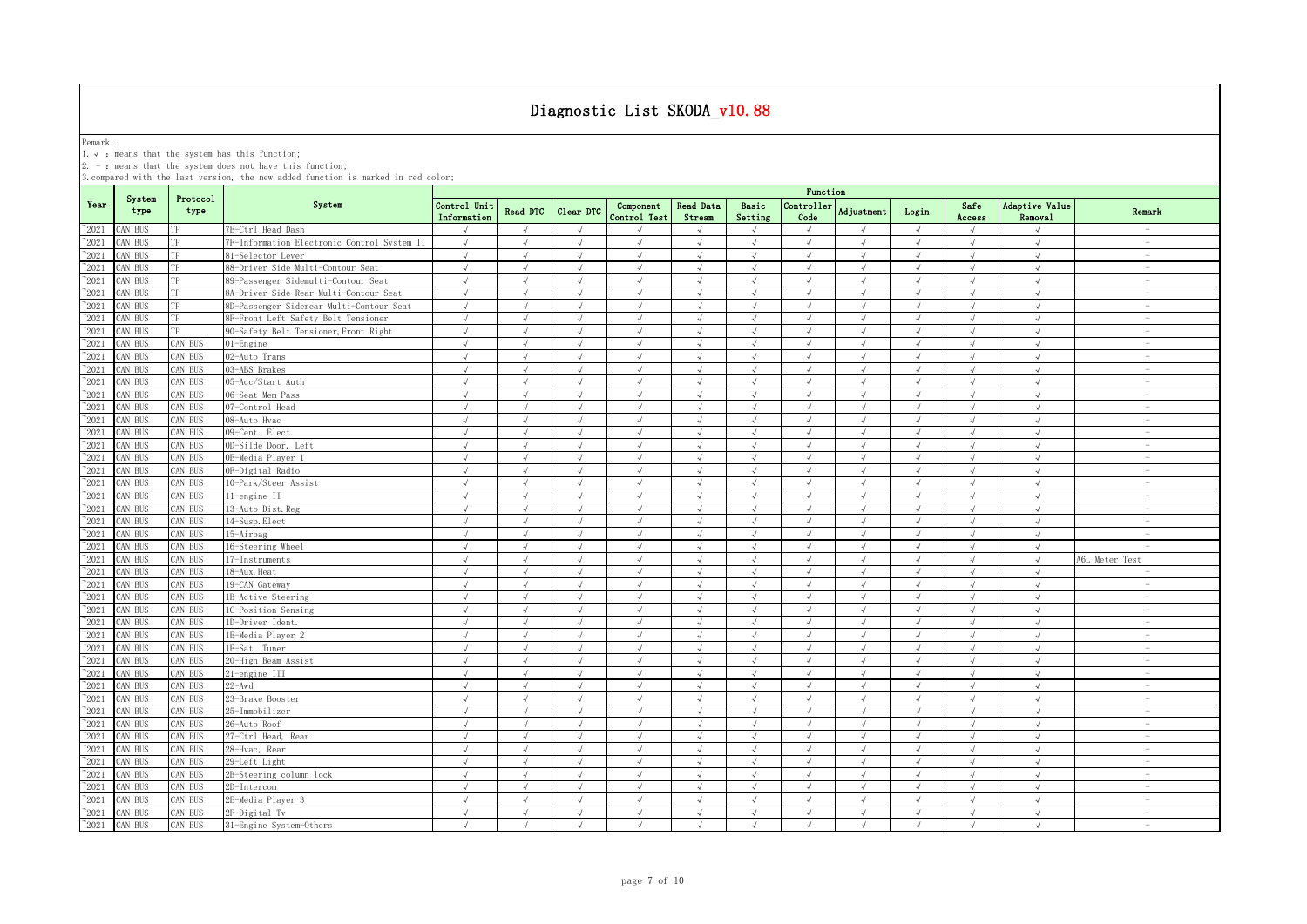# Diagnostic List SKODA_v10.88

Remark:

1. √ : means that the system has this function;
2. － : means that the system does not have this function;
3. compared with the last version, the new added function is marked in red color;

| Year | System type | Protocol type | System | Function | | | | | | | | | | | |
|---|---|---|---|---|---|---|---|---|---|---|---|---|---|---|---|
| | | | | Control Unit Information | Read DTC | Clear DTC | Component Control Test | Read Data Stream | Basic Setting | Controller Code | Adjustment | Login | Safe Access | Adaptive Value Removal | Remark |
| ~2021 | CAN BUS | TP | 7E-Ctrl Head Dash | √ | √ | √ | √ | √ | √ | √ | √ | √ | √ | √ | － |
| ~2021 | CAN BUS | TP | 7F-Information Electronic Control System II | √ | √ | √ | √ | √ | √ | √ | √ | √ | √ | √ | － |
| ~2021 | CAN BUS | TP | 81-Selector Lever | √ | √ | √ | √ | √ | √ | √ | √ | √ | √ | √ | － |
| ~2021 | CAN BUS | TP | 88-Driver Side Multi-Contour Seat | √ | √ | √ | √ | √ | √ | √ | √ | √ | √ | √ | － |
| ~2021 | CAN BUS | TP | 89-Passenger Sidemulti-Contour Seat | √ | √ | √ | √ | √ | √ | √ | √ | √ | √ | √ | － |
| ~2021 | CAN BUS | TP | 8A-Driver Side Rear Multi-Contour Seat | √ | √ | √ | √ | √ | √ | √ | √ | √ | √ | √ | － |
| ~2021 | CAN BUS | TP | 8D-Passenger Siderear Multi-Contour Seat | √ | √ | √ | √ | √ | √ | √ | √ | √ | √ | √ | － |
| ~2021 | CAN BUS | TP | 8F-Front Left Safety Belt Tensioner | √ | √ | √ | √ | √ | √ | √ | √ | √ | √ | √ | － |
| ~2021 | CAN BUS | TP | 90-Safety Belt Tensioner,Front Right | √ | √ | √ | √ | √ | √ | √ | √ | √ | √ | √ | － |
| ~2021 | CAN BUS | CAN BUS | 01-Engine | √ | √ | √ | √ | √ | √ | √ | √ | √ | √ | √ | － |
| ~2021 | CAN BUS | CAN BUS | 02-Auto Trans | √ | √ | √ | √ | √ | √ | √ | √ | √ | √ | √ | － |
| ~2021 | CAN BUS | CAN BUS | 03-ABS Brakes | √ | √ | √ | √ | √ | √ | √ | √ | √ | √ | √ | － |
| ~2021 | CAN BUS | CAN BUS | 05-Acc/Start Auth | √ | √ | √ | √ | √ | √ | √ | √ | √ | √ | √ | － |
| ~2021 | CAN BUS | CAN BUS | 06-Seat Mem Pass | √ | √ | √ | √ | √ | √ | √ | √ | √ | √ | √ | － |
| ~2021 | CAN BUS | CAN BUS | 07-Control Head | √ | √ | √ | √ | √ | √ | √ | √ | √ | √ | √ | － |
| ~2021 | CAN BUS | CAN BUS | 08-Auto Hvac | √ | √ | √ | √ | √ | √ | √ | √ | √ | √ | √ | － |
| ~2021 | CAN BUS | CAN BUS | 09-Cent. Elect. | √ | √ | √ | √ | √ | √ | √ | √ | √ | √ | √ | － |
| ~2021 | CAN BUS | CAN BUS | 0D-Silde Door, Left | √ | √ | √ | √ | √ | √ | √ | √ | √ | √ | √ | － |
| ~2021 | CAN BUS | CAN BUS | 0E-Media Player 1 | √ | √ | √ | √ | √ | √ | √ | √ | √ | √ | √ | － |
| ~2021 | CAN BUS | CAN BUS | 0F-Digital Radio | √ | √ | √ | √ | √ | √ | √ | √ | √ | √ | √ | － |
| ~2021 | CAN BUS | CAN BUS | 10-Park/Steer Assist | √ | √ | √ | √ | √ | √ | √ | √ | √ | √ | √ | － |
| ~2021 | CAN BUS | CAN BUS | 11-engine II | √ | √ | √ | √ | √ | √ | √ | √ | √ | √ | √ | － |
| ~2021 | CAN BUS | CAN BUS | 13-Auto Dist.Reg | √ | √ | √ | √ | √ | √ | √ | √ | √ | √ | √ | － |
| ~2021 | CAN BUS | CAN BUS | 14-Susp.Elect | √ | √ | √ | √ | √ | √ | √ | √ | √ | √ | √ | － |
| ~2021 | CAN BUS | CAN BUS | 15-Airbag | √ | √ | √ | √ | √ | √ | √ | √ | √ | √ | √ | － |
| ~2021 | CAN BUS | CAN BUS | 16-Steering Wheel | √ | √ | √ | √ | √ | √ | √ | √ | √ | √ | √ | － |
| ~2021 | CAN BUS | CAN BUS | 17-Instruments | √ | √ | √ | √ | √ | √ | √ | √ | √ | √ | √ | A6L Meter Test |
| ~2021 | CAN BUS | CAN BUS | 18-Aux.Heat | √ | √ | √ | √ | √ | √ | √ | √ | √ | √ | √ | － |
| ~2021 | CAN BUS | CAN BUS | 19-CAN Gateway | √ | √ | √ | √ | √ | √ | √ | √ | √ | √ | √ | － |
| ~2021 | CAN BUS | CAN BUS | 1B-Active Steering | √ | √ | √ | √ | √ | √ | √ | √ | √ | √ | √ | － |
| ~2021 | CAN BUS | CAN BUS | 1C-Position Sensing | √ | √ | √ | √ | √ | √ | √ | √ | √ | √ | √ | － |
| ~2021 | CAN BUS | CAN BUS | 1D-Driver Ident. | √ | √ | √ | √ | √ | √ | √ | √ | √ | √ | √ | － |
| ~2021 | CAN BUS | CAN BUS | 1E-Media Player 2 | √ | √ | √ | √ | √ | √ | √ | √ | √ | √ | √ | － |
| ~2021 | CAN BUS | CAN BUS | 1F-Sat. Tuner | √ | √ | √ | √ | √ | √ | √ | √ | √ | √ | √ | － |
| ~2021 | CAN BUS | CAN BUS | 20-High Beam Assist | √ | √ | √ | √ | √ | √ | √ | √ | √ | √ | √ | － |
| ~2021 | CAN BUS | CAN BUS | 21-engine III | √ | √ | √ | √ | √ | √ | √ | √ | √ | √ | √ | － |
| ~2021 | CAN BUS | CAN BUS | 22-Awd | √ | √ | √ | √ | √ | √ | √ | √ | √ | √ | √ | － |
| ~2021 | CAN BUS | CAN BUS | 23-Brake Booster | √ | √ | √ | √ | √ | √ | √ | √ | √ | √ | √ | － |
| ~2021 | CAN BUS | CAN BUS | 25-Immobilizer | √ | √ | √ | √ | √ | √ | √ | √ | √ | √ | √ | － |
| ~2021 | CAN BUS | CAN BUS | 26-Auto Roof | √ | √ | √ | √ | √ | √ | √ | √ | √ | √ | √ | － |
| ~2021 | CAN BUS | CAN BUS | 27-Ctrl Head, Rear | √ | √ | √ | √ | √ | √ | √ | √ | √ | √ | √ | － |
| ~2021 | CAN BUS | CAN BUS | 28-Hvac, Rear | √ | √ | √ | √ | √ | √ | √ | √ | √ | √ | √ | － |
| ~2021 | CAN BUS | CAN BUS | 29-Left Light | √ | √ | √ | √ | √ | √ | √ | √ | √ | √ | √ | － |
| ~2021 | CAN BUS | CAN BUS | 2B-Steering column lock | √ | √ | √ | √ | √ | √ | √ | √ | √ | √ | √ | － |
| ~2021 | CAN BUS | CAN BUS | 2D-Intercom | √ | √ | √ | √ | √ | √ | √ | √ | √ | √ | √ | － |
| ~2021 | CAN BUS | CAN BUS | 2E-Media Player 3 | √ | √ | √ | √ | √ | √ | √ | √ | √ | √ | √ | － |
| ~2021 | CAN BUS | CAN BUS | 2F-Digital Tv | √ | √ | √ | √ | √ | √ | √ | √ | √ | √ | √ | － |
| ~2021 | CAN BUS | CAN BUS | 31-Engine System-Others | √ | √ | √ | √ | √ | √ | √ | √ | √ | √ | √ | － |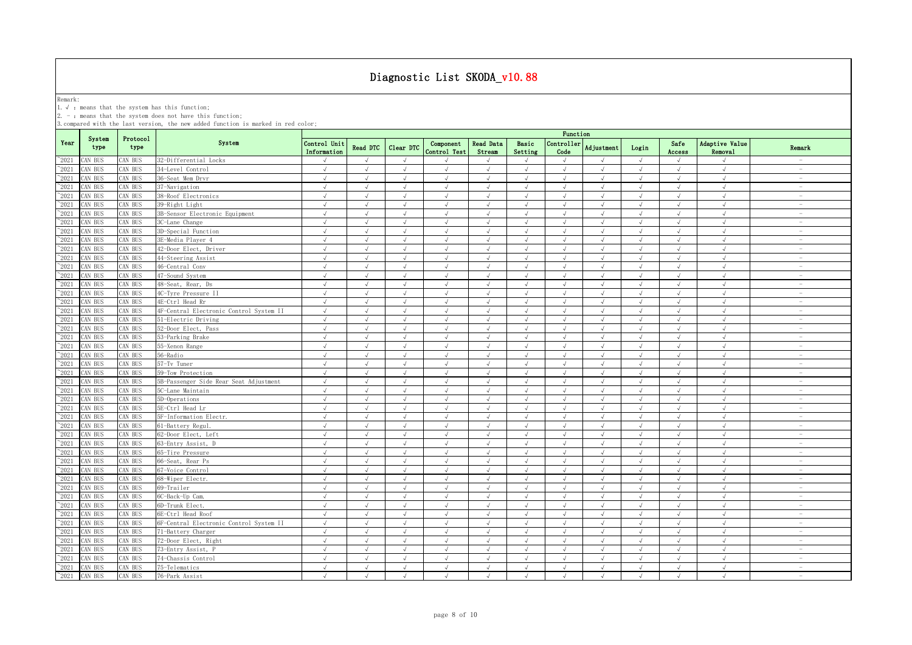# Diagnostic List SKODA_v10.88

Remark:
1. √ : means that the system has this function;
2. - : means that the system does not have this function;
3. compared with the last version, the new added function is marked in red color;

| Year | System type | Protocol type | System | Function | | | | | | | | | | | |
|---|---|---|---|---|---|---|---|---|---|---|---|---|---|---|---|
| | | | | Control Unit Information | Read DTC | Clear DTC | Component Control Test | Read Data Stream | Basic Setting | Controller Code | Adjustment | Login | Safe Access | Adaptive Value Removal | Remark |
| ~2021 | CAN BUS | CAN BUS | 32-Differential Locks | √ | √ | √ | √ | √ | √ | √ | √ | √ | √ | √ | - |
| ~2021 | CAN BUS | CAN BUS | 34-Level Control | √ | √ | √ | √ | √ | √ | √ | √ | √ | √ | √ | - |
| ~2021 | CAN BUS | CAN BUS | 36-Seat Mem Drvr | √ | √ | √ | √ | √ | √ | √ | √ | √ | √ | √ | - |
| ~2021 | CAN BUS | CAN BUS | 37-Navigation | √ | √ | √ | √ | √ | √ | √ | √ | √ | √ | √ | - |
| ~2021 | CAN BUS | CAN BUS | 38-Roof Electronics | √ | √ | √ | √ | √ | √ | √ | √ | √ | √ | √ | - |
| ~2021 | CAN BUS | CAN BUS | 39-Right Light | √ | √ | √ | √ | √ | √ | √ | √ | √ | √ | √ | - |
| ~2021 | CAN BUS | CAN BUS | 3B-Sensor Electronic Equipment | √ | √ | √ | √ | √ | √ | √ | √ | √ | √ | √ | - |
| ~2021 | CAN BUS | CAN BUS | 3C-Lane Change | √ | √ | √ | √ | √ | √ | √ | √ | √ | √ | √ | - |
| ~2021 | CAN BUS | CAN BUS | 3D-Special Function | √ | √ | √ | √ | √ | √ | √ | √ | √ | √ | √ | - |
| ~2021 | CAN BUS | CAN BUS | 3E-Media Player 4 | √ | √ | √ | √ | √ | √ | √ | √ | √ | √ | √ | - |
| ~2021 | CAN BUS | CAN BUS | 42-Door Elect, Driver | √ | √ | √ | √ | √ | √ | √ | √ | √ | √ | √ | - |
| ~2021 | CAN BUS | CAN BUS | 44-Steering Assist | √ | √ | √ | √ | √ | √ | √ | √ | √ | √ | √ | - |
| ~2021 | CAN BUS | CAN BUS | 46-Central Conv | √ | √ | √ | √ | √ | √ | √ | √ | √ | √ | √ | - |
| ~2021 | CAN BUS | CAN BUS | 47-Sound System | √ | √ | √ | √ | √ | √ | √ | √ | √ | √ | √ | - |
| ~2021 | CAN BUS | CAN BUS | 48-Seat, Rear, Ds | √ | √ | √ | √ | √ | √ | √ | √ | √ | √ | √ | - |
| ~2021 | CAN BUS | CAN BUS | 4C-Tyre Pressure II | √ | √ | √ | √ | √ | √ | √ | √ | √ | √ | √ | - |
| ~2021 | CAN BUS | CAN BUS | 4E-Ctrl Head Rr | √ | √ | √ | √ | √ | √ | √ | √ | √ | √ | √ | - |
| ~2021 | CAN BUS | CAN BUS | 4F-Central Electronic Control System II | √ | √ | √ | √ | √ | √ | √ | √ | √ | √ | √ | - |
| ~2021 | CAN BUS | CAN BUS | 51-Electric Driving | √ | √ | √ | √ | √ | √ | √ | √ | √ | √ | √ | - |
| ~2021 | CAN BUS | CAN BUS | 52-Door Elect, Pass | √ | √ | √ | √ | √ | √ | √ | √ | √ | √ | √ | - |
| ~2021 | CAN BUS | CAN BUS | 53-Parking Brake | √ | √ | √ | √ | √ | √ | √ | √ | √ | √ | √ | - |
| ~2021 | CAN BUS | CAN BUS | 55-Xenon Range | √ | √ | √ | √ | √ | √ | √ | √ | √ | √ | √ | - |
| ~2021 | CAN BUS | CAN BUS | 56-Radio | √ | √ | √ | √ | √ | √ | √ | √ | √ | √ | √ | - |
| ~2021 | CAN BUS | CAN BUS | 57-Tv Tuner | √ | √ | √ | √ | √ | √ | √ | √ | √ | √ | √ | - |
| ~2021 | CAN BUS | CAN BUS | 59-Tow Protection | √ | √ | √ | √ | √ | √ | √ | √ | √ | √ | √ | - |
| ~2021 | CAN BUS | CAN BUS | 5B-Passenger Side Rear Seat Adjustment | √ | √ | √ | √ | √ | √ | √ | √ | √ | √ | √ | - |
| ~2021 | CAN BUS | CAN BUS | 5C-Lane Maintain | √ | √ | √ | √ | √ | √ | √ | √ | √ | √ | √ | - |
| ~2021 | CAN BUS | CAN BUS | 5D-Operations | √ | √ | √ | √ | √ | √ | √ | √ | √ | √ | √ | - |
| ~2021 | CAN BUS | CAN BUS | 5E-Ctrl Head Lr | √ | √ | √ | √ | √ | √ | √ | √ | √ | √ | √ | - |
| ~2021 | CAN BUS | CAN BUS | 5F-Information Electr. | √ | √ | √ | √ | √ | √ | √ | √ | √ | √ | √ | - |
| ~2021 | CAN BUS | CAN BUS | 61-Battery Regul. | √ | √ | √ | √ | √ | √ | √ | √ | √ | √ | √ | - |
| ~2021 | CAN BUS | CAN BUS | 62-Door Elect, Left | √ | √ | √ | √ | √ | √ | √ | √ | √ | √ | √ | - |
| ~2021 | CAN BUS | CAN BUS | 63-Entry Assist, D | √ | √ | √ | √ | √ | √ | √ | √ | √ | √ | √ | - |
| ~2021 | CAN BUS | CAN BUS | 65-Tire Pressure | √ | √ | √ | √ | √ | √ | √ | √ | √ | √ | √ | - |
| ~2021 | CAN BUS | CAN BUS | 66-Seat, Rear Ps | √ | √ | √ | √ | √ | √ | √ | √ | √ | √ | √ | - |
| ~2021 | CAN BUS | CAN BUS | 67-Voice Control | √ | √ | √ | √ | √ | √ | √ | √ | √ | √ | √ | - |
| ~2021 | CAN BUS | CAN BUS | 68-Wiper Electr. | √ | √ | √ | √ | √ | √ | √ | √ | √ | √ | √ | - |
| ~2021 | CAN BUS | CAN BUS | 69-Trailer | √ | √ | √ | √ | √ | √ | √ | √ | √ | √ | √ | - |
| ~2021 | CAN BUS | CAN BUS | 6C-Back-Up Cam. | √ | √ | √ | √ | √ | √ | √ | √ | √ | √ | √ | - |
| ~2021 | CAN BUS | CAN BUS | 6D-Trunk Elect. | √ | √ | √ | √ | √ | √ | √ | √ | √ | √ | √ | - |
| ~2021 | CAN BUS | CAN BUS | 6E-Ctrl Head Roof | √ | √ | √ | √ | √ | √ | √ | √ | √ | √ | √ | - |
| ~2021 | CAN BUS | CAN BUS | 6F-Central Electronic Control System II | √ | √ | √ | √ | √ | √ | √ | √ | √ | √ | √ | - |
| ~2021 | CAN BUS | CAN BUS | 71-Battery Charger | √ | √ | √ | √ | √ | √ | √ | √ | √ | √ | √ | - |
| ~2021 | CAN BUS | CAN BUS | 72-Door Elect, Right | √ | √ | √ | √ | √ | √ | √ | √ | √ | √ | √ | - |
| ~2021 | CAN BUS | CAN BUS | 73-Entry Assist, P | √ | √ | √ | √ | √ | √ | √ | √ | √ | √ | √ | - |
| ~2021 | CAN BUS | CAN BUS | 74-Chassis Control | √ | √ | √ | √ | √ | √ | √ | √ | √ | √ | √ | - |
| ~2021 | CAN BUS | CAN BUS | 75-Telematics | √ | √ | √ | √ | √ | √ | √ | √ | √ | √ | √ | - |
| ~2021 | CAN BUS | CAN BUS | 76-Park Assist | √ | √ | √ | √ | √ | √ | √ | √ | √ | √ | √ | - |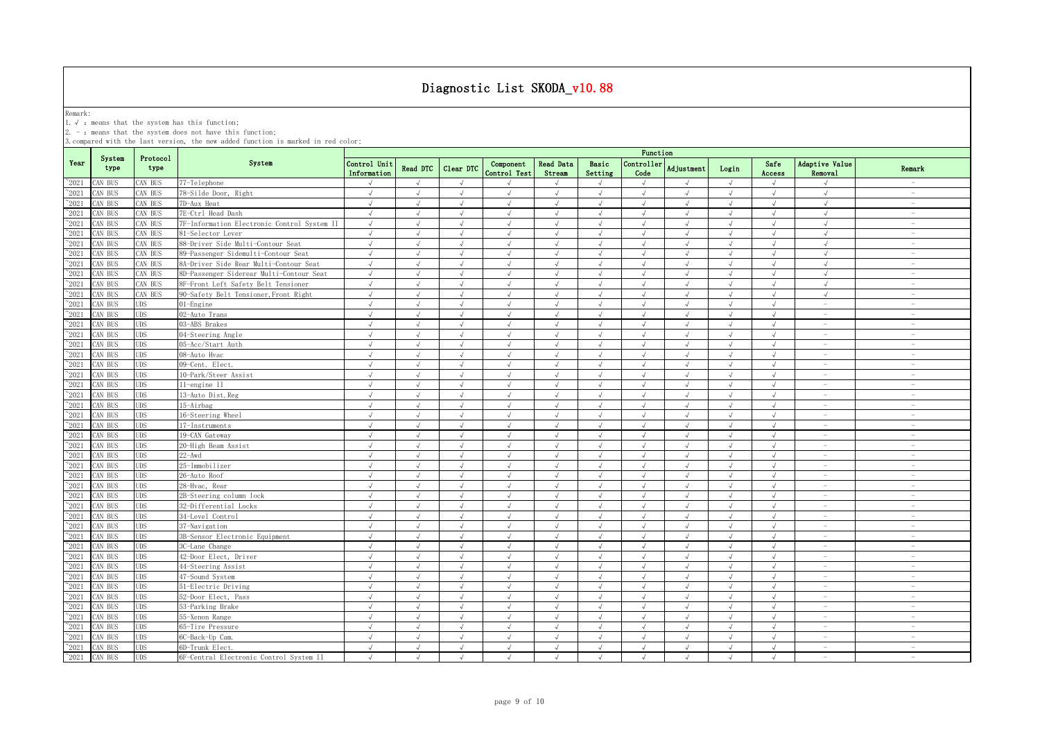# Diagnostic List SKODA_v10.88

Remark:

1. √ : means that the system has this function;

2. - : means that the system does not have this function;

3. compared with the last version, the new added function is marked in red color;

| Year | System type | Protocol type | System | Function | | | | | | | | | | | |
|---|---|---|---|---|---|---|---|---|---|---|---|---|---|---|---|
| | | | | Control Unit Information | Read DTC | Clear DTC | Component Control Test | Read Data Stream | Basic Setting | Controller Code | Adjustment | Login | Safe Access | Adaptive Value Removal | Remark |
| ~2021 | CAN BUS | CAN BUS | 77-Telephone | √ | √ | √ | √ | √ | √ | √ | √ | √ | √ | √ | - |
| ~2021 | CAN BUS | CAN BUS | 78-Silde Door, Right | √ | √ | √ | √ | √ | √ | √ | √ | √ | √ | √ | - |
| ~2021 | CAN BUS | CAN BUS | 7D-Aux Heat | √ | √ | √ | √ | √ | √ | √ | √ | √ | √ | √ | - |
| ~2021 | CAN BUS | CAN BUS | 7E-Ctrl Head Dash | √ | √ | √ | √ | √ | √ | √ | √ | √ | √ | √ | - |
| ~2021 | CAN BUS | CAN BUS | 7F-Information Electronic Control System II | √ | √ | √ | √ | √ | √ | √ | √ | √ | √ | √ | - |
| ~2021 | CAN BUS | CAN BUS | 81-Selector Lever | √ | √ | √ | √ | √ | √ | √ | √ | √ | √ | √ | - |
| ~2021 | CAN BUS | CAN BUS | 88-Driver Side Multi-Contour Seat | √ | √ | √ | √ | √ | √ | √ | √ | √ | √ | √ | - |
| ~2021 | CAN BUS | CAN BUS | 89-Passenger Sidemulti-Contour Seat | √ | √ | √ | √ | √ | √ | √ | √ | √ | √ | √ | - |
| ~2021 | CAN BUS | CAN BUS | 8A-Driver Side Rear Multi-Contour Seat | √ | √ | √ | √ | √ | √ | √ | √ | √ | √ | √ | - |
| ~2021 | CAN BUS | CAN BUS | 8D-Passenger Siderear Multi-Contour Seat | √ | √ | √ | √ | √ | √ | √ | √ | √ | √ | √ | - |
| ~2021 | CAN BUS | CAN BUS | 8F-Front Left Safety Belt Tensioner | √ | √ | √ | √ | √ | √ | √ | √ | √ | √ | √ | - |
| ~2021 | CAN BUS | CAN BUS | 90-Safety Belt Tensioner,Front Right | √ | √ | √ | √ | √ | √ | √ | √ | √ | √ | √ | - |
| ~2021 | CAN BUS | UDS | 01-Engine | √ | √ | √ | √ | √ | √ | √ | √ | √ | √ | - | - |
| ~2021 | CAN BUS | UDS | 02-Auto Trans | √ | √ | √ | √ | √ | √ | √ | √ | √ | √ | - | - |
| ~2021 | CAN BUS | UDS | 03-ABS Brakes | √ | √ | √ | √ | √ | √ | √ | √ | √ | √ | - | - |
| ~2021 | CAN BUS | UDS | 04-Steering Angle | √ | √ | √ | √ | √ | √ | √ | √ | √ | √ | - | - |
| ~2021 | CAN BUS | UDS | 05-Acc/Start Auth | √ | √ | √ | √ | √ | √ | √ | √ | √ | √ | - | - |
| ~2021 | CAN BUS | UDS | 08-Auto Hvac | √ | √ | √ | √ | √ | √ | √ | √ | √ | √ | - | - |
| ~2021 | CAN BUS | UDS | 09-Cent. Elect. | √ | √ | √ | √ | √ | √ | √ | √ | √ | √ | - | - |
| ~2021 | CAN BUS | UDS | 10-Park/Steer Assist | √ | √ | √ | √ | √ | √ | √ | √ | √ | √ | - | - |
| ~2021 | CAN BUS | UDS | 11-engine II | √ | √ | √ | √ | √ | √ | √ | √ | √ | √ | - | - |
| ~2021 | CAN BUS | UDS | 13-Auto Dist.Reg | √ | √ | √ | √ | √ | √ | √ | √ | √ | √ | - | - |
| ~2021 | CAN BUS | UDS | 15-Airbag | √ | √ | √ | √ | √ | √ | √ | √ | √ | √ | - | - |
| ~2021 | CAN BUS | UDS | 16-Steering Wheel | √ | √ | √ | √ | √ | √ | √ | √ | √ | √ | - | - |
| ~2021 | CAN BUS | UDS | 17-Instruments | √ | √ | √ | √ | √ | √ | √ | √ | √ | √ | - | - |
| ~2021 | CAN BUS | UDS | 19-CAN Gateway | √ | √ | √ | √ | √ | √ | √ | √ | √ | √ | - | - |
| ~2021 | CAN BUS | UDS | 20-High Beam Assist | √ | √ | √ | √ | √ | √ | √ | √ | √ | √ | - | - |
| ~2021 | CAN BUS | UDS | 22-Awd | √ | √ | √ | √ | √ | √ | √ | √ | √ | √ | - | - |
| ~2021 | CAN BUS | UDS | 25-Immobilizer | √ | √ | √ | √ | √ | √ | √ | √ | √ | √ | - | - |
| ~2021 | CAN BUS | UDS | 26-Auto Roof | √ | √ | √ | √ | √ | √ | √ | √ | √ | √ | - | - |
| ~2021 | CAN BUS | UDS | 28-Hvac, Rear | √ | √ | √ | √ | √ | √ | √ | √ | √ | √ | - | - |
| ~2021 | CAN BUS | UDS | 2B-Steering column lock | √ | √ | √ | √ | √ | √ | √ | √ | √ | √ | - | - |
| ~2021 | CAN BUS | UDS | 32-Differential Locks | √ | √ | √ | √ | √ | √ | √ | √ | √ | √ | - | - |
| ~2021 | CAN BUS | UDS | 34-Level Control | √ | √ | √ | √ | √ | √ | √ | √ | √ | √ | - | - |
| ~2021 | CAN BUS | UDS | 37-Navigation | √ | √ | √ | √ | √ | √ | √ | √ | √ | √ | - | - |
| ~2021 | CAN BUS | UDS | 3B-Sensor Electronic Equipment | √ | √ | √ | √ | √ | √ | √ | √ | √ | √ | - | - |
| ~2021 | CAN BUS | UDS | 3C-Lane Change | √ | √ | √ | √ | √ | √ | √ | √ | √ | √ | - | - |
| ~2021 | CAN BUS | UDS | 42-Door Elect, Driver | √ | √ | √ | √ | √ | √ | √ | √ | √ | √ | - | - |
| ~2021 | CAN BUS | UDS | 44-Steering Assist | √ | √ | √ | √ | √ | √ | √ | √ | √ | √ | - | - |
| ~2021 | CAN BUS | UDS | 47-Sound System | √ | √ | √ | √ | √ | √ | √ | √ | √ | √ | - | - |
| ~2021 | CAN BUS | UDS | 51-Electric Driving | √ | √ | √ | √ | √ | √ | √ | √ | √ | √ | - | - |
| ~2021 | CAN BUS | UDS | 52-Door Elect, Pass | √ | √ | √ | √ | √ | √ | √ | √ | √ | √ | - | - |
| ~2021 | CAN BUS | UDS | 53-Parking Brake | √ | √ | √ | √ | √ | √ | √ | √ | √ | √ | - | - |
| ~2021 | CAN BUS | UDS | 55-Xenon Range | √ | √ | √ | √ | √ | √ | √ | √ | √ | √ | - | - |
| ~2021 | CAN BUS | UDS | 65-Tire Pressure | √ | √ | √ | √ | √ | √ | √ | √ | √ | √ | - | - |
| ~2021 | CAN BUS | UDS | 6C-Back-Up Cam. | √ | √ | √ | √ | √ | √ | √ | √ | √ | √ | - | - |
| ~2021 | CAN BUS | UDS | 6D-Trunk Elect. | √ | √ | √ | √ | √ | √ | √ | √ | √ | √ | - | - |
| ~2021 | CAN BUS | UDS | 6F-Central Electronic Control System II | √ | √ | √ | √ | √ | √ | √ | √ | √ | √ | - | - |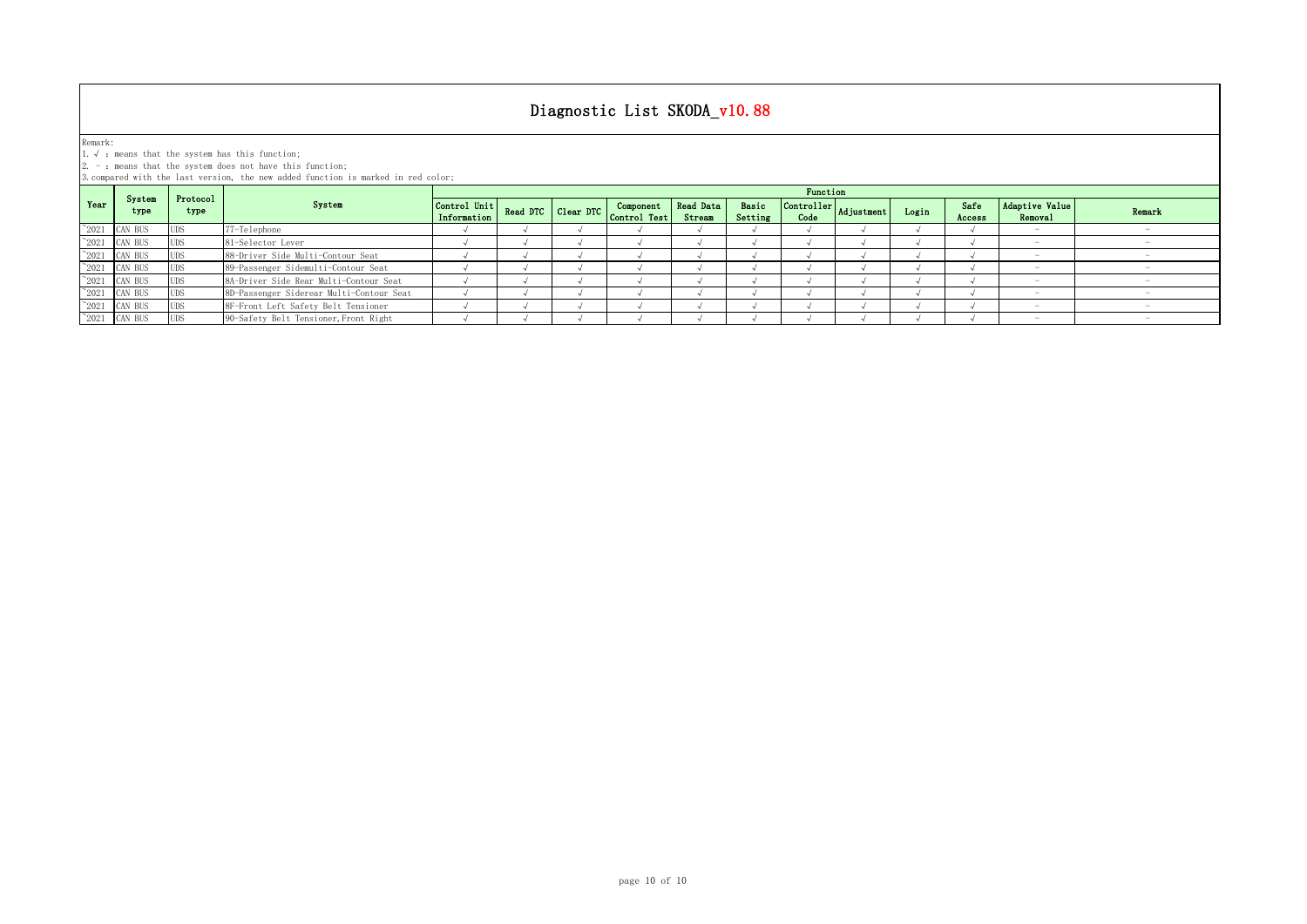# Diagnostic List SKODA_v10.88

Remark:

1. √ : means that the system has this function;
2. − : means that the system does not have this function;
3. compared with the last version, the new added function is marked in red color;

| Year | System type | Protocol type | System | Function | | | | | | | | | | | |
|---|---|---|---|---|---|---|---|---|---|---|---|---|---|---|---|
| | | | | Control Unit Information | Read DTC | Clear DTC | Component Control Test | Read Data Stream | Basic Setting | Controller Code | Adjustment | Login | Safe Access | Adaptive Value Removal | Remark |
| ~2021 | CAN BUS | UDS | 77-Telephone | √ | √ | √ | √ | √ | √ | √ | √ | √ | √ | − | − |
| ~2021 | CAN BUS | UDS | 81-Selector Lever | √ | √ | √ | √ | √ | √ | √ | √ | √ | √ | − | − |
| ~2021 | CAN BUS | UDS | 88-Driver Side Multi-Contour Seat | √ | √ | √ | √ | √ | √ | √ | √ | √ | √ | − | − |
| ~2021 | CAN BUS | UDS | 89-Passenger Sidemulti-Contour Seat | √ | √ | √ | √ | √ | √ | √ | √ | √ | √ | − | − |
| ~2021 | CAN BUS | UDS | 8A-Driver Side Rear Multi-Contour Seat | √ | √ | √ | √ | √ | √ | √ | √ | √ | √ | − | − |
| ~2021 | CAN BUS | UDS | 8D-Passenger Siderear Multi-Contour Seat | √ | √ | √ | √ | √ | √ | √ | √ | √ | √ | − | − |
| ~2021 | CAN BUS | UDS | 8F-Front Left Safety Belt Tensioner | √ | √ | √ | √ | √ | √ | √ | √ | √ | √ | − | − |
| ~2021 | CAN BUS | UDS | 90-Safety Belt Tensioner,Front Right | √ | √ | √ | √ | √ | √ | √ | √ | √ | √ | − | − |